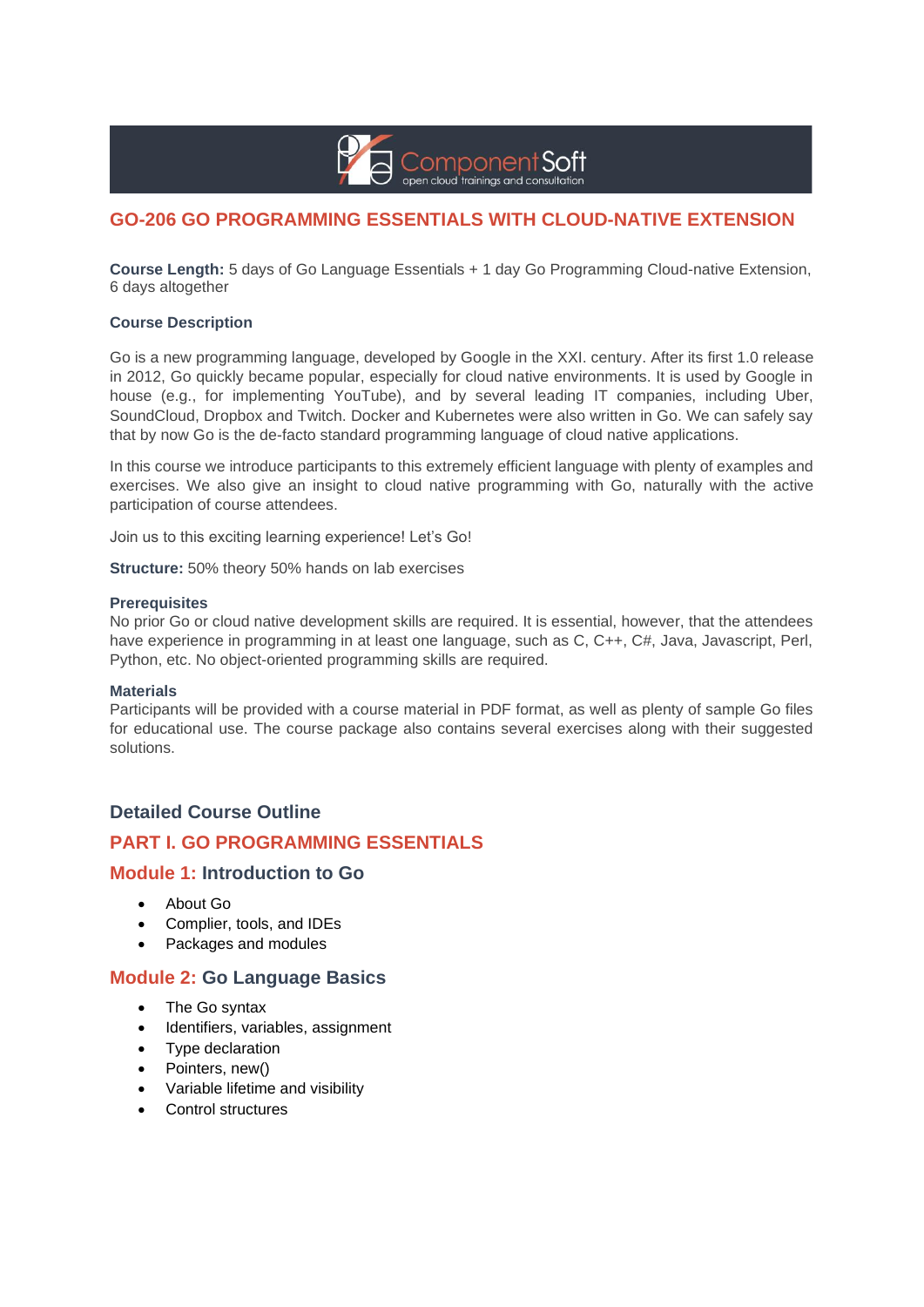ComponentSoft
open cloud trainings and consultation

# GO-206 GO PROGRAMMING ESSENTIALS WITH CLOUD-NATIVE EXTENSION

**Course Length:** 5 days of Go Language Essentials + 1 day Go Programming Cloud-native Extension, 6 days altogether

**Course Description**

Go is a new programming language, developed by Google in the XXI. century. After its first 1.0 release in 2012, Go quickly became popular, especially for cloud native environments. It is used by Google in house (e.g., for implementing YouTube), and by several leading IT companies, including Uber, SoundCloud, Dropbox and Twitch. Docker and Kubernetes were also written in Go. We can safely say that by now Go is the de-facto standard programming language of cloud native applications.

In this course we introduce participants to this extremely efficient language with plenty of examples and exercises. We also give an insight to cloud native programming with Go, naturally with the active participation of course attendees.

Join us to this exciting learning experience! Let's Go!

**Structure:** 50% theory 50% hands on lab exercises

**Prerequisites**
No prior Go or cloud native development skills are required. It is essential, however, that the attendees have experience in programming in at least one language, such as C, C++, C#, Java, Javascript, Perl, Python, etc. No object-oriented programming skills are required.

**Materials**
Participants will be provided with a course material in PDF format, as well as plenty of sample Go files for educational use. The course package also contains several exercises along with their suggested solutions.

## Detailed Course Outline

## PART I. GO PROGRAMMING ESSENTIALS

### Module 1: Introduction to Go

- About Go
- Complier, tools, and IDEs
- Packages and modules

### Module 2: Go Language Basics

- The Go syntax
- Identifiers, variables, assignment
- Type declaration
- Pointers, new()
- Variable lifetime and visibility
- Control structures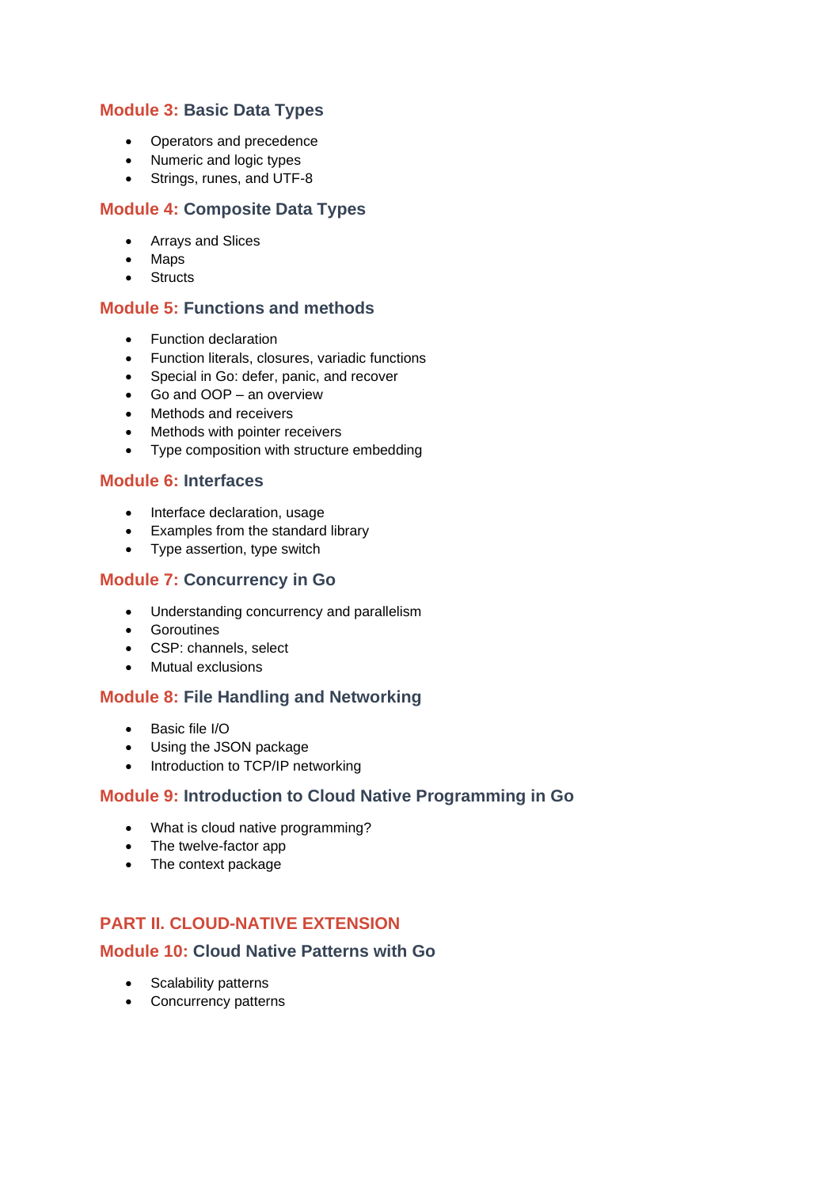### Module 3: Basic Data Types

- Operators and precedence
- Numeric and logic types
- Strings, runes, and UTF-8

### Module 4: Composite Data Types

- Arrays and Slices
- Maps
- Structs

### Module 5: Functions and methods

- Function declaration
- Function literals, closures, variadic functions
- Special in Go: defer, panic, and recover
- Go and OOP – an overview
- Methods and receivers
- Methods with pointer receivers
- Type composition with structure embedding

### Module 6: Interfaces

- Interface declaration, usage
- Examples from the standard library
- Type assertion, type switch

### Module 7: Concurrency in Go

- Understanding concurrency and parallelism
- Goroutines
- CSP: channels, select
- Mutual exclusions

### Module 8: File Handling and Networking

- Basic file I/O
- Using the JSON package
- Introduction to TCP/IP networking

### Module 9: Introduction to Cloud Native Programming in Go

- What is cloud native programming?
- The twelve-factor app
- The context package

## PART II. CLOUD-NATIVE EXTENSION

### Module 10: Cloud Native Patterns with Go

- Scalability patterns
- Concurrency patterns